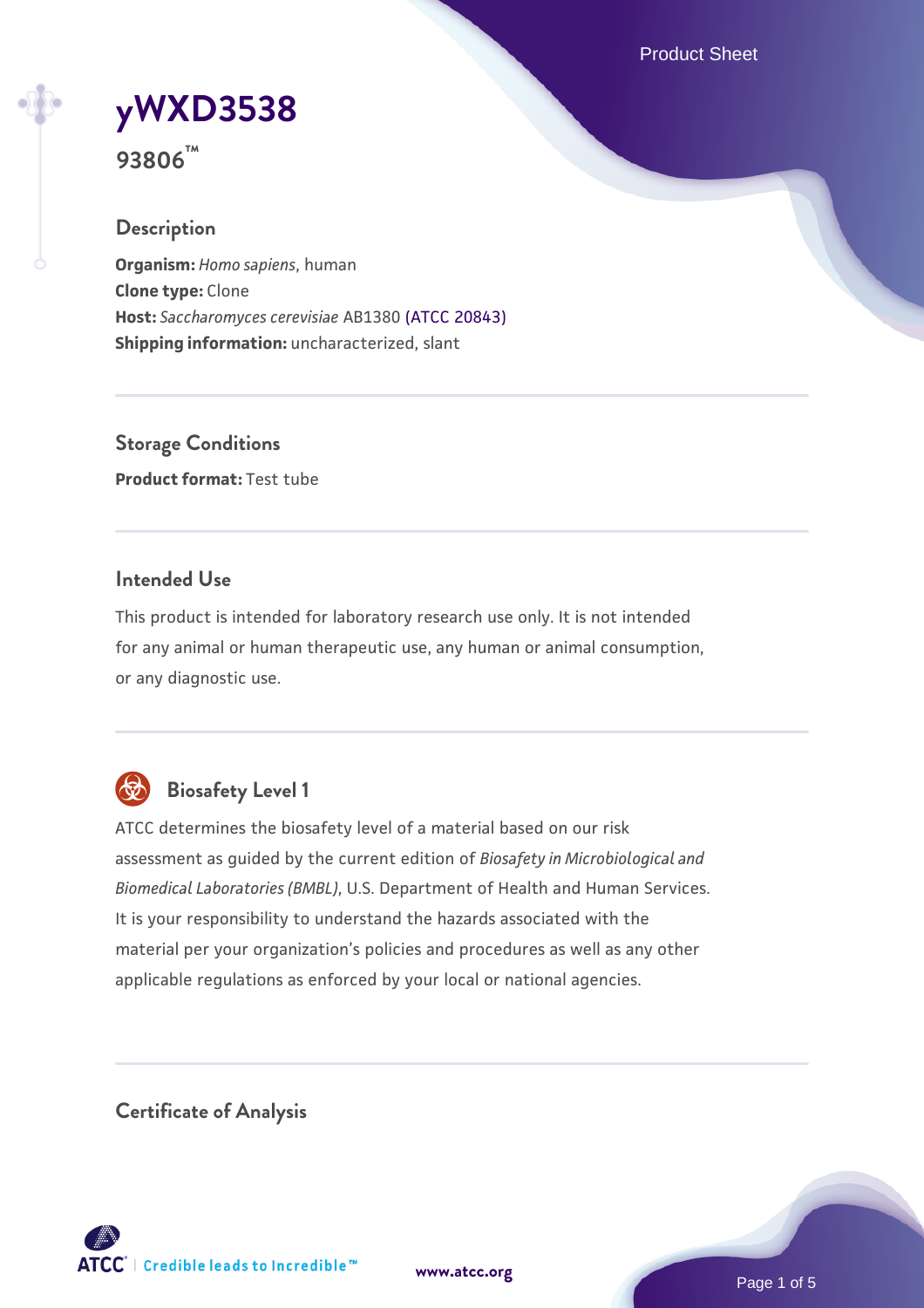# yWXD3538

**93806™**

## Description

**Organism:** *Homo sapiens*, human
**Clone type:** Clone
**Host:** *Saccharomyces cerevisiae* AB1380 (ATCC 20843)
**Shipping information:** uncharacterized, slant

## Storage Conditions

**Product format:** Test tube

## Intended Use

This product is intended for laboratory research use only. It is not intended for any animal or human therapeutic use, any human or animal consumption, or any diagnostic use.

## Biosafety Level 1

ATCC determines the biosafety level of a material based on our risk assessment as guided by the current edition of *Biosafety in Microbiological and Biomedical Laboratories (BMBL)*, U.S. Department of Health and Human Services. It is your responsibility to understand the hazards associated with the material per your organization's policies and procedures as well as any other applicable regulations as enforced by your local or national agencies.

## Certificate of Analysis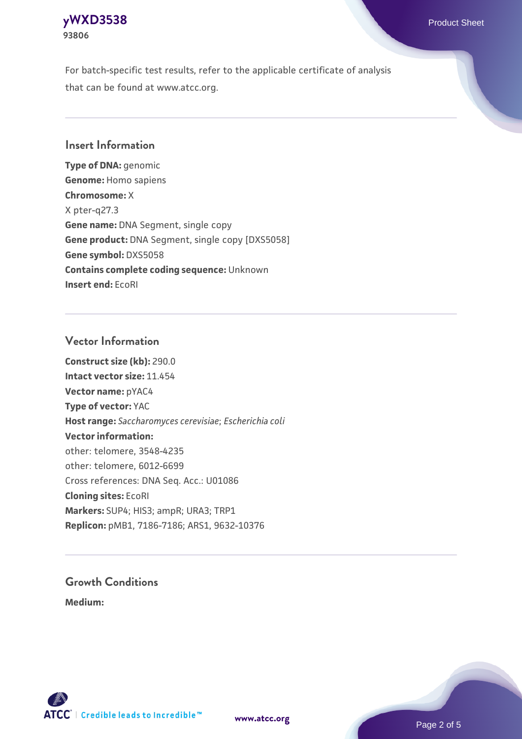For batch-specific test results, refer to the applicable certificate of analysis that can be found at www.atcc.org.

## Insert Information

**Type of DNA:** genomic
**Genome:** Homo sapiens
**Chromosome:** X
X pter-q27.3
**Gene name:** DNA Segment, single copy
**Gene product:** DNA Segment, single copy [DXS5058]
**Gene symbol:** DXS5058
**Contains complete coding sequence:** Unknown
**Insert end:** EcoRI

## Vector Information

**Construct size (kb):** 290.0
**Intact vector size:** 11.454
**Vector name:** pYAC4
**Type of vector:** YAC
**Host range:** *Saccharomyces cerevisiae*; *Escherichia coli*
**Vector information:**
other: telomere, 3548-4235
other: telomere, 6012-6699
Cross references: DNA Seq. Acc.: U01086
**Cloning sites:** EcoRI
**Markers:** SUP4; HIS3; ampR; URA3; TRP1
**Replicon:** pMB1, 7186-7186; ARS1, 9632-10376

## Growth Conditions

**Medium:**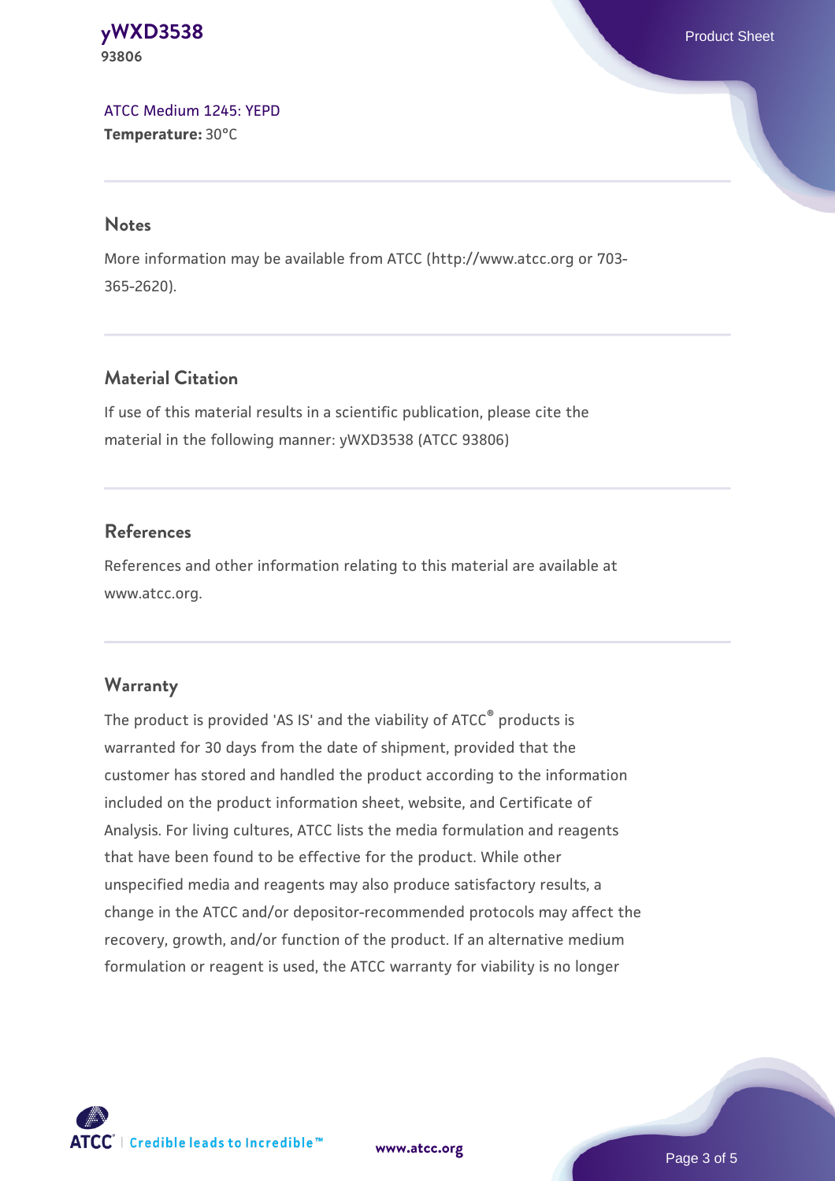ATCC Medium 1245: YEPD
**Temperature:** 30°C

## Notes

More information may be available from ATCC (http://www.atcc.org or 703-365-2620).

## Material Citation

If use of this material results in a scientific publication, please cite the material in the following manner: yWXD3538 (ATCC 93806)

## References

References and other information relating to this material are available at www.atcc.org.

## Warranty

The product is provided 'AS IS' and the viability of ATCC® products is warranted for 30 days from the date of shipment, provided that the customer has stored and handled the product according to the information included on the product information sheet, website, and Certificate of Analysis. For living cultures, ATCC lists the media formulation and reagents that have been found to be effective for the product. While other unspecified media and reagents may also produce satisfactory results, a change in the ATCC and/or depositor-recommended protocols may affect the recovery, growth, and/or function of the product. If an alternative medium formulation or reagent is used, the ATCC warranty for viability is no longer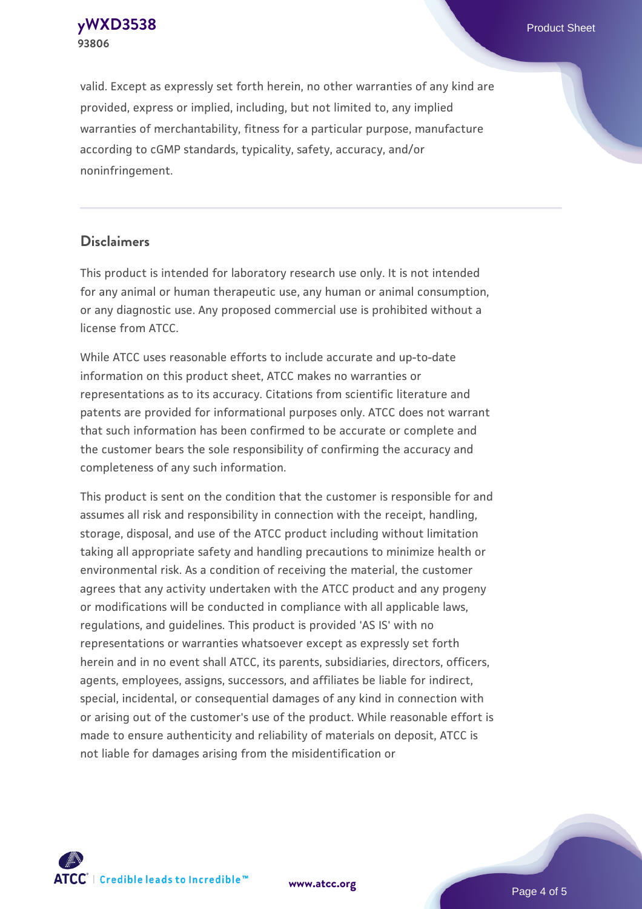valid. Except as expressly set forth herein, no other warranties of any kind are provided, express or implied, including, but not limited to, any implied warranties of merchantability, fitness for a particular purpose, manufacture according to cGMP standards, typicality, safety, accuracy, and/or noninfringement.

## Disclaimers

This product is intended for laboratory research use only. It is not intended for any animal or human therapeutic use, any human or animal consumption, or any diagnostic use. Any proposed commercial use is prohibited without a license from ATCC.

While ATCC uses reasonable efforts to include accurate and up-to-date information on this product sheet, ATCC makes no warranties or representations as to its accuracy. Citations from scientific literature and patents are provided for informational purposes only. ATCC does not warrant that such information has been confirmed to be accurate or complete and the customer bears the sole responsibility of confirming the accuracy and completeness of any such information.

This product is sent on the condition that the customer is responsible for and assumes all risk and responsibility in connection with the receipt, handling, storage, disposal, and use of the ATCC product including without limitation taking all appropriate safety and handling precautions to minimize health or environmental risk. As a condition of receiving the material, the customer agrees that any activity undertaken with the ATCC product and any progeny or modifications will be conducted in compliance with all applicable laws, regulations, and guidelines. This product is provided 'AS IS' with no representations or warranties whatsoever except as expressly set forth herein and in no event shall ATCC, its parents, subsidiaries, directors, officers, agents, employees, assigns, successors, and affiliates be liable for indirect, special, incidental, or consequential damages of any kind in connection with or arising out of the customer's use of the product. While reasonable effort is made to ensure authenticity and reliability of materials on deposit, ATCC is not liable for damages arising from the misidentification or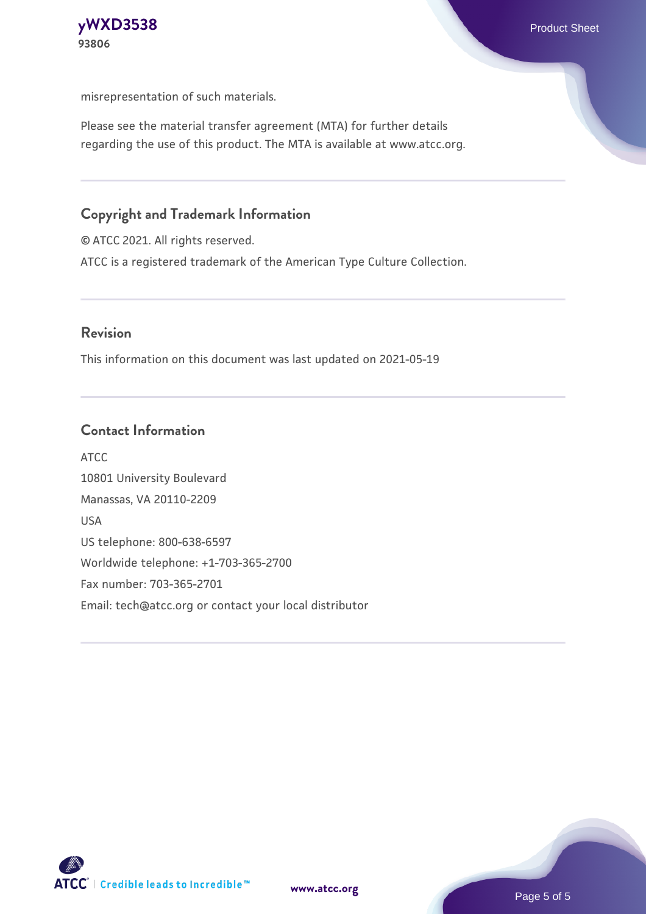misrepresentation of such materials.

Please see the material transfer agreement (MTA) for further details regarding the use of this product. The MTA is available at www.atcc.org.

## Copyright and Trademark Information

© ATCC 2021. All rights reserved.

ATCC is a registered trademark of the American Type Culture Collection.

## Revision

This information on this document was last updated on 2021-05-19

## Contact Information

ATCC
10801 University Boulevard
Manassas, VA 20110-2209
USA
US telephone: 800-638-6597
Worldwide telephone: +1-703-365-2700
Fax number: 703-365-2701
Email: tech@atcc.org or contact your local distributor